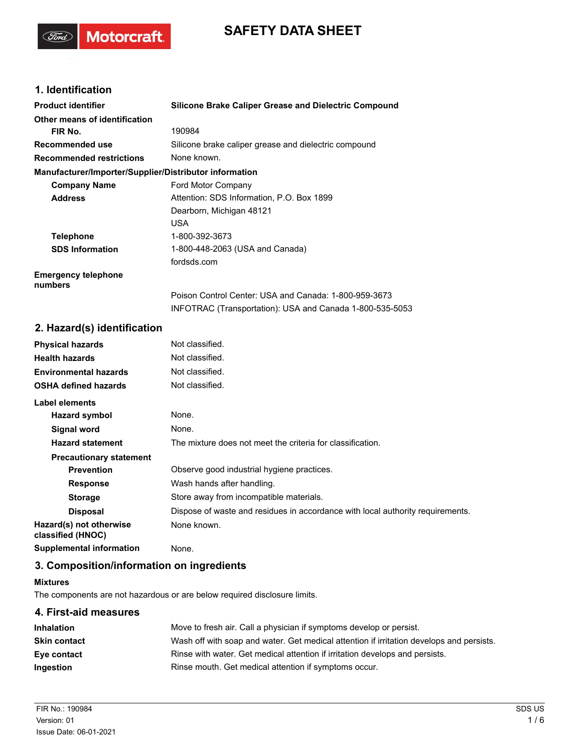# SAFETY DATA SHEET

## 1. Identification

| | |
|---|---|
| **Product identifier** | **Silicone Brake Caliper Grease and Dielectric Compound** |
| **Other means of identification** | |
| **FIR No.** | 190984 |
| **Recommended use** | Silicone brake caliper grease and dielectric compound |
| **Recommended restrictions** | None known. |

**Manufacturer/Importer/Supplier/Distributor information**

| | |
|---|---|
| **Company Name** | Ford Motor Company |
| **Address** | Attention: SDS Information, P.O. Box 1899<br>Dearborn, Michigan 48121<br>USA |
| **Telephone** | 1-800-392-3673 |
| **SDS Information** | 1-800-448-2063 (USA and Canada)<br>fordsds.com |
| **Emergency telephone numbers** | Poison Control Center: USA and Canada: 1-800-959-3673<br>INFOTRAC (Transportation): USA and Canada 1-800-535-5053 |

## 2. Hazard(s) identification

| | |
|---|---|
| **Physical hazards** | Not classified. |
| **Health hazards** | Not classified. |
| **Environmental hazards** | Not classified. |
| **OSHA defined hazards** | Not classified. |

**Label elements**

| | |
|---|---|
| **Hazard symbol** | None. |
| **Signal word** | None. |
| **Hazard statement** | The mixture does not meet the criteria for classification. |
| **Precautionary statement** | |
| **Prevention** | Observe good industrial hygiene practices. |
| **Response** | Wash hands after handling. |
| **Storage** | Store away from incompatible materials. |
| **Disposal** | Dispose of waste and residues in accordance with local authority requirements. |
| **Hazard(s) not otherwise classified (HNOC)** | None known. |
| **Supplemental information** | None. |

## 3. Composition/information on ingredients

**Mixtures**

The components are not hazardous or are below required disclosure limits.

## 4. First-aid measures

| | |
|---|---|
| **Inhalation** | Move to fresh air. Call a physician if symptoms develop or persist. |
| **Skin contact** | Wash off with soap and water. Get medical attention if irritation develops and persists. |
| **Eye contact** | Rinse with water. Get medical attention if irritation develops and persists. |
| **Ingestion** | Rinse mouth. Get medical attention if symptoms occur. |

FIR No.: 190984
Version: 01
Issue Date: 06-01-2021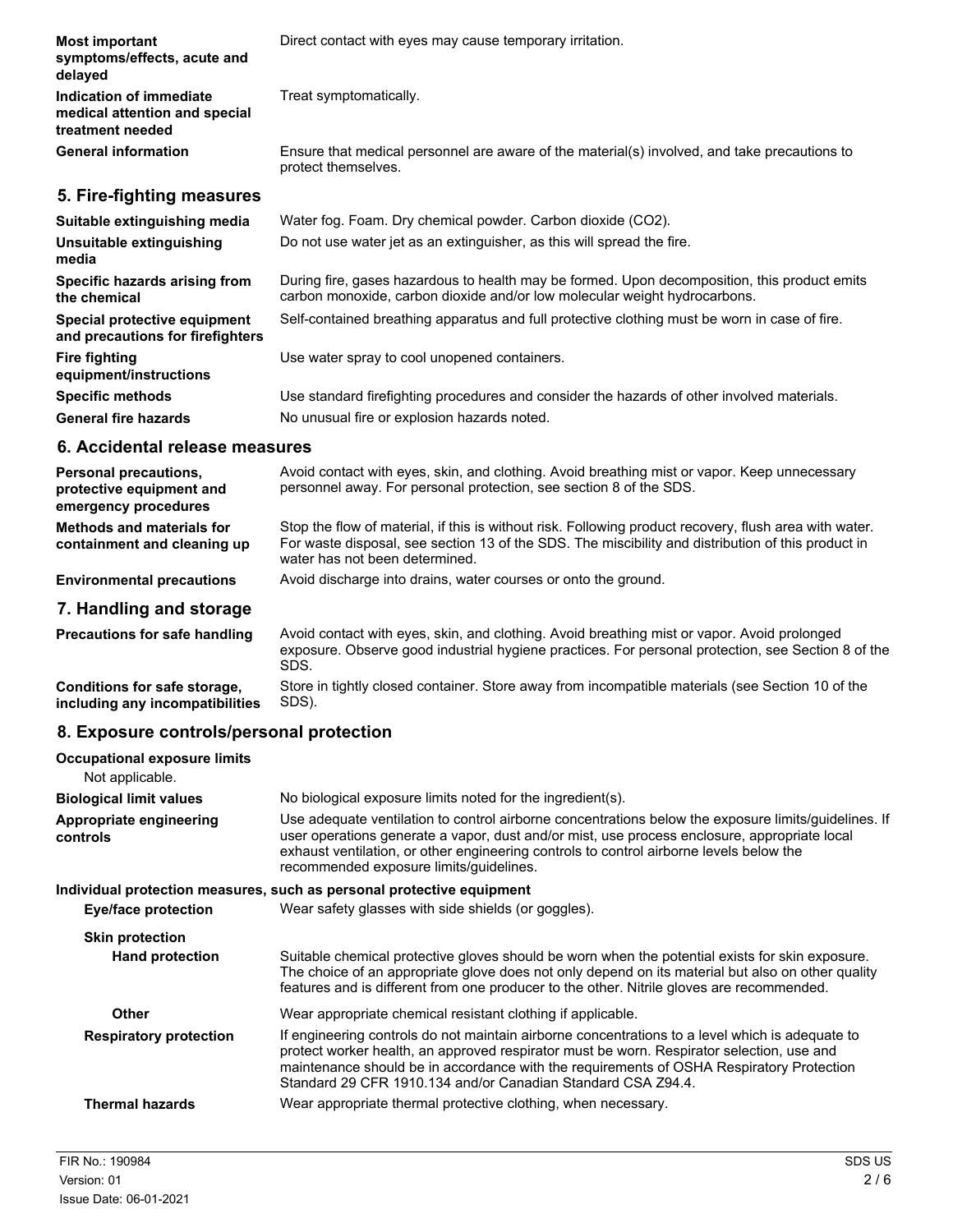**Most important symptoms/effects, acute and delayed**
Direct contact with eyes may cause temporary irritation.

**Indication of immediate medical attention and special treatment needed**
Treat symptomatically.

**General information**
Ensure that medical personnel are aware of the material(s) involved, and take precautions to protect themselves.

## 5. Fire-fighting measures

**Suitable extinguishing media**
Water fog. Foam. Dry chemical powder. Carbon dioxide ($CO_2$).

**Unsuitable extinguishing media**
Do not use water jet as an extinguisher, as this will spread the fire.

**Specific hazards arising from the chemical**
During fire, gases hazardous to health may be formed. Upon decomposition, this product emits carbon monoxide, carbon dioxide and/or low molecular weight hydrocarbons.

**Special protective equipment and precautions for firefighters**
Self-contained breathing apparatus and full protective clothing must be worn in case of fire.

**Fire fighting equipment/instructions**
Use water spray to cool unopened containers.

**Specific methods**
Use standard firefighting procedures and consider the hazards of other involved materials.

**General fire hazards**
No unusual fire or explosion hazards noted.

## 6. Accidental release measures

**Personal precautions, protective equipment and emergency procedures**
Avoid contact with eyes, skin, and clothing. Avoid breathing mist or vapor. Keep unnecessary personnel away. For personal protection, see section 8 of the SDS.

**Methods and materials for containment and cleaning up**
Stop the flow of material, if this is without risk. Following product recovery, flush area with water. For waste disposal, see section 13 of the SDS. The miscibility and distribution of this product in water has not been determined.

**Environmental precautions**
Avoid discharge into drains, water courses or onto the ground.

## 7. Handling and storage

**Precautions for safe handling**
Avoid contact with eyes, skin, and clothing. Avoid breathing mist or vapor. Avoid prolonged exposure. Observe good industrial hygiene practices. For personal protection, see Section 8 of the SDS.

**Conditions for safe storage, including any incompatibilities**
Store in tightly closed container. Store away from incompatible materials (see Section 10 of the SDS).

## 8. Exposure controls/personal protection

**Occupational exposure limits**
Not applicable.

**Biological limit values**
No biological exposure limits noted for the ingredient(s).

**Appropriate engineering controls**
Use adequate ventilation to control airborne concentrations below the exposure limits/guidelines. If user operations generate a vapor, dust and/or mist, use process enclosure, appropriate local exhaust ventilation, or other engineering controls to control airborne levels below the recommended exposure limits/guidelines.

**Individual protection measures, such as personal protective equipment**

**Eye/face protection**
Wear safety glasses with side shields (or goggles).

**Skin protection**

**Hand protection**
Suitable chemical protective gloves should be worn when the potential exists for skin exposure. The choice of an appropriate glove does not only depend on its material but also on other quality features and is different from one producer to the other. Nitrile gloves are recommended.

**Other**
Wear appropriate chemical resistant clothing if applicable.

**Respiratory protection**
If engineering controls do not maintain airborne concentrations to a level which is adequate to protect worker health, an approved respirator must be worn. Respirator selection, use and maintenance should be in accordance with the requirements of OSHA Respiratory Protection Standard 29 CFR 1910.134 and/or Canadian Standard CSA Z94.4.

**Thermal hazards**
Wear appropriate thermal protective clothing, when necessary.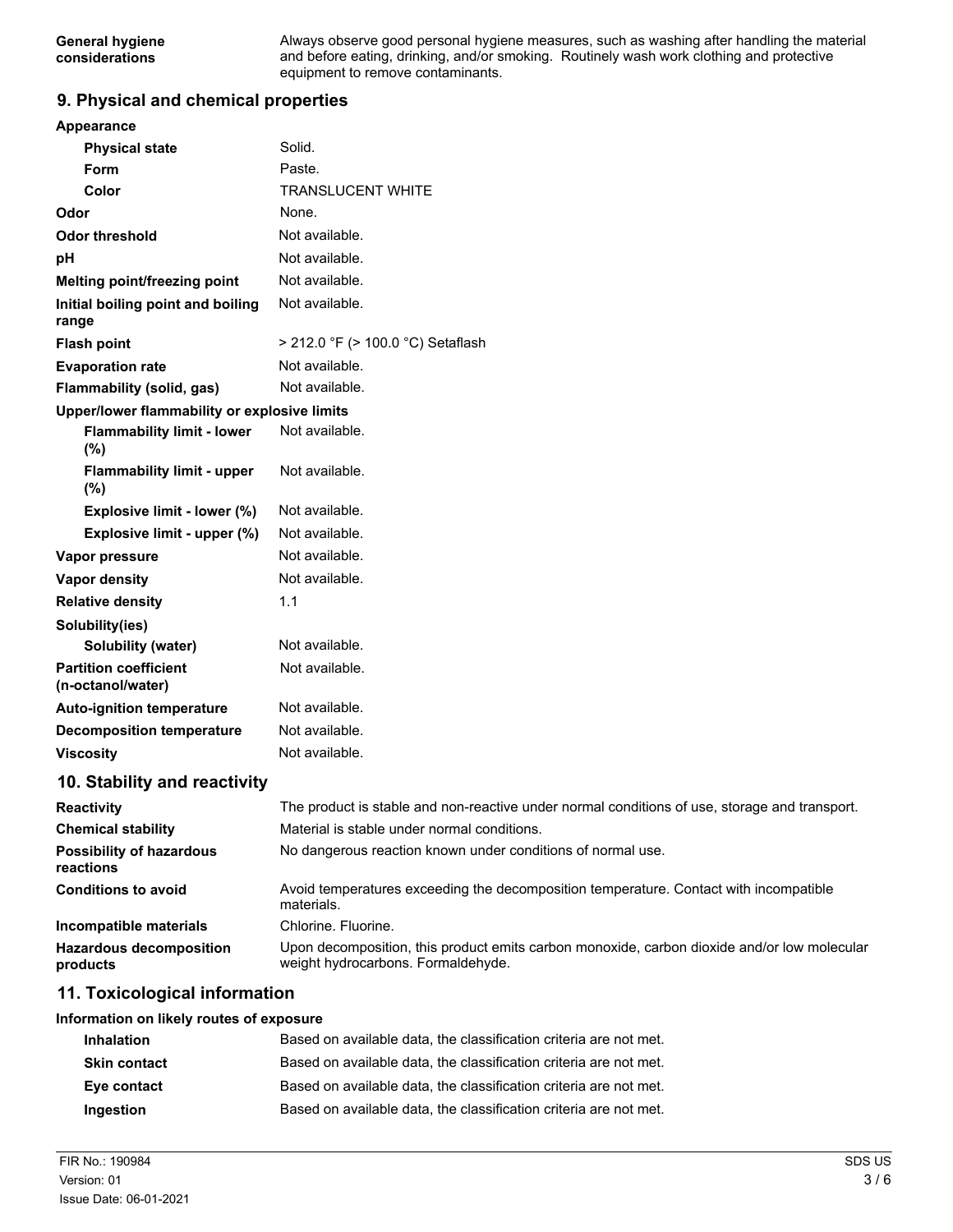| | |
|---|---|
| **General hygiene considerations** | Always observe good personal hygiene measures, such as washing after handling the material and before eating, drinking, and/or smoking. Routinely wash work clothing and protective equipment to remove contaminants. |

## 9. Physical and chemical properties

| | |
|---|---|
| **Appearance** | |
| **Physical state** | Solid. |
| **Form** | Paste. |
| **Color** | TRANSLUCENT WHITE |
| **Odor** | None. |
| **Odor threshold** | Not available. |
| **pH** | Not available. |
| **Melting point/freezing point** | Not available. |
| **Initial boiling point and boiling range** | Not available. |
| **Flash point** | > 212.0 °F (> 100.0 °C) Setaflash |
| **Evaporation rate** | Not available. |
| **Flammability (solid, gas)** | Not available. |
| **Upper/lower flammability or explosive limits** | |
| **Flammability limit - lower (%)** | Not available. |
| **Flammability limit - upper (%)** | Not available. |
| **Explosive limit - lower (%)** | Not available. |
| **Explosive limit - upper (%)** | Not available. |
| **Vapor pressure** | Not available. |
| **Vapor density** | Not available. |
| **Relative density** | 1.1 |
| **Solubility(ies)** | |
| **Solubility (water)** | Not available. |
| **Partition coefficient (n-octanol/water)** | Not available. |
| **Auto-ignition temperature** | Not available. |
| **Decomposition temperature** | Not available. |
| **Viscosity** | Not available. |

## 10. Stability and reactivity

| | |
|---|---|
| **Reactivity** | The product is stable and non-reactive under normal conditions of use, storage and transport. |
| **Chemical stability** | Material is stable under normal conditions. |
| **Possibility of hazardous reactions** | No dangerous reaction known under conditions of normal use. |
| **Conditions to avoid** | Avoid temperatures exceeding the decomposition temperature. Contact with incompatible materials. |
| **Incompatible materials** | Chlorine. Fluorine. |
| **Hazardous decomposition products** | Upon decomposition, this product emits carbon monoxide, carbon dioxide and/or low molecular weight hydrocarbons. Formaldehyde. |

## 11. Toxicological information

**Information on likely routes of exposure**

| | |
|---|---|
| **Inhalation** | Based on available data, the classification criteria are not met. |
| **Skin contact** | Based on available data, the classification criteria are not met. |
| **Eye contact** | Based on available data, the classification criteria are not met. |
| **Ingestion** | Based on available data, the classification criteria are not met. |

FIR No.: 190984
Version: 01
Issue Date: 06-01-2021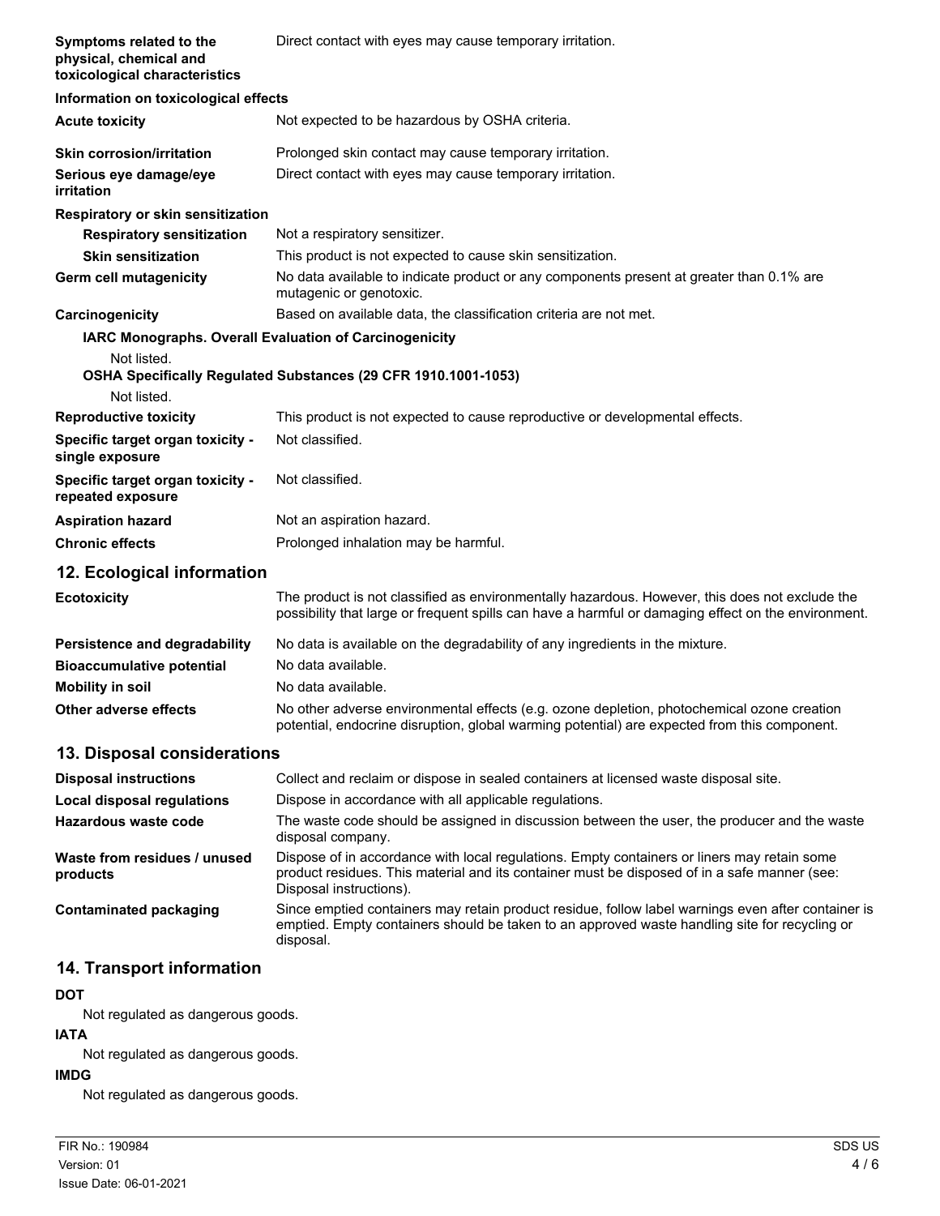| | |
|---|---|
| **Symptoms related to the physical, chemical and toxicological characteristics** | Direct contact with eyes may cause temporary irritation. |

**Information on toxicological effects**

| | |
|---|---|
| **Acute toxicity** | Not expected to be hazardous by OSHA criteria. |
| **Skin corrosion/irritation** | Prolonged skin contact may cause temporary irritation. |
| **Serious eye damage/eye irritation** | Direct contact with eyes may cause temporary irritation. |

**Respiratory or skin sensitization**

| | |
|---|---|
| **Respiratory sensitization** | Not a respiratory sensitizer. |
| **Skin sensitization** | This product is not expected to cause skin sensitization. |
| **Germ cell mutagenicity** | No data available to indicate product or any components present at greater than 0.1% are mutagenic or genotoxic. |
| **Carcinogenicity** | Based on available data, the classification criteria are not met. |

**IARC Monographs. Overall Evaluation of Carcinogenicity**

Not listed.

**OSHA Specifically Regulated Substances (29 CFR 1910.1001-1053)**

Not listed.

| | |
|---|---|
| **Reproductive toxicity** | This product is not expected to cause reproductive or developmental effects. |
| **Specific target organ toxicity - single exposure** | Not classified. |
| **Specific target organ toxicity - repeated exposure** | Not classified. |
| **Aspiration hazard** | Not an aspiration hazard. |
| **Chronic effects** | Prolonged inhalation may be harmful. |

## 12. Ecological information

| | |
|---|---|
| **Ecotoxicity** | The product is not classified as environmentally hazardous. However, this does not exclude the possibility that large or frequent spills can have a harmful or damaging effect on the environment. |
| **Persistence and degradability** | No data is available on the degradability of any ingredients in the mixture. |
| **Bioaccumulative potential** | No data available. |
| **Mobility in soil** | No data available. |
| **Other adverse effects** | No other adverse environmental effects (e.g. ozone depletion, photochemical ozone creation potential, endocrine disruption, global warming potential) are expected from this component. |

## 13. Disposal considerations

| | |
|---|---|
| **Disposal instructions** | Collect and reclaim or dispose in sealed containers at licensed waste disposal site. |
| **Local disposal regulations** | Dispose in accordance with all applicable regulations. |
| **Hazardous waste code** | The waste code should be assigned in discussion between the user, the producer and the waste disposal company. |
| **Waste from residues / unused products** | Dispose of in accordance with local regulations. Empty containers or liners may retain some product residues. This material and its container must be disposed of in a safe manner (see: Disposal instructions). |
| **Contaminated packaging** | Since emptied containers may retain product residue, follow label warnings even after container is emptied. Empty containers should be taken to an approved waste handling site for recycling or disposal. |

## 14. Transport information

**DOT**

Not regulated as dangerous goods.

**IATA**

Not regulated as dangerous goods.

**IMDG**

Not regulated as dangerous goods.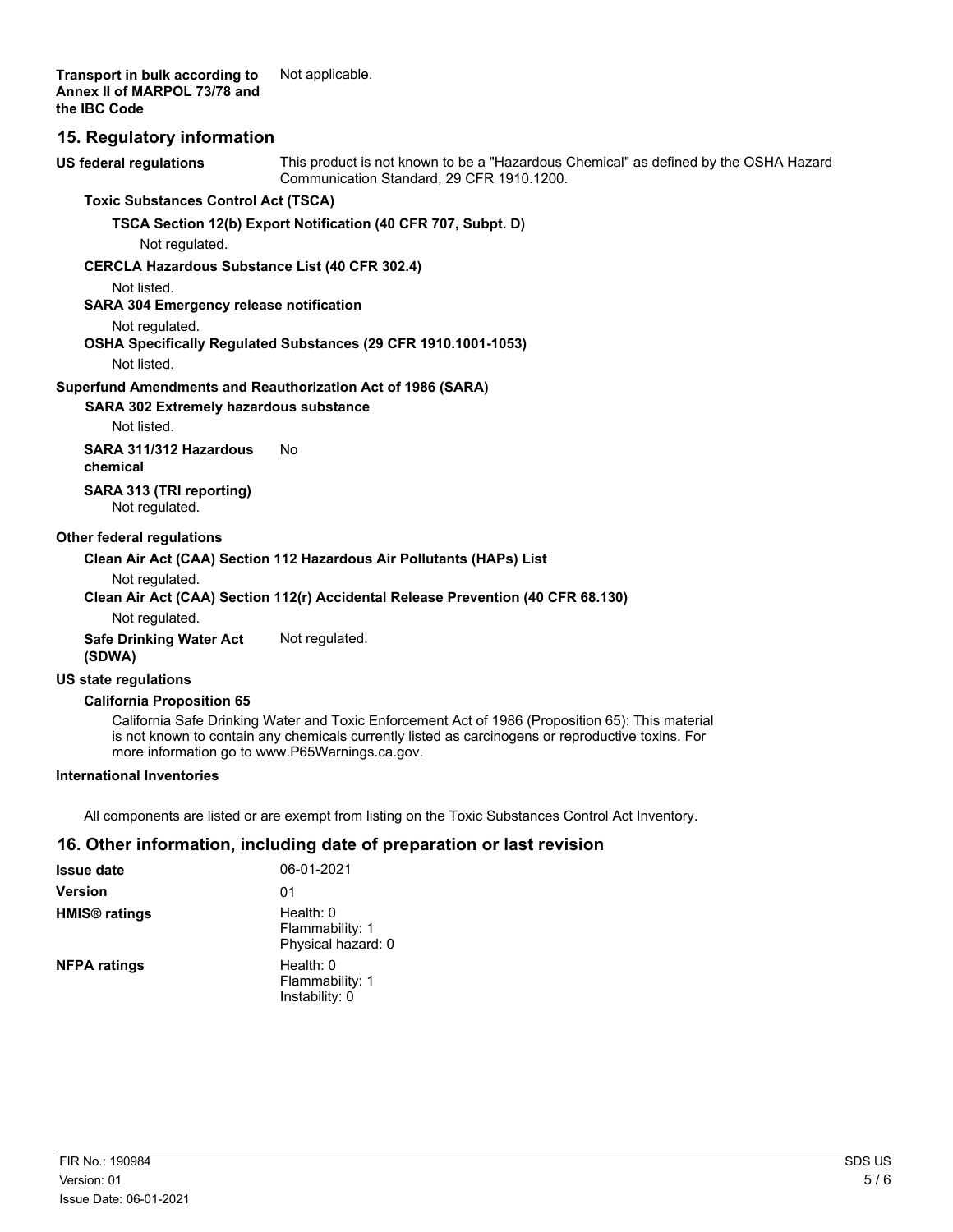**Transport in bulk according to Annex II of MARPOL 73/78 and the IBC Code** Not applicable.

## 15. Regulatory information

**US federal regulations** This product is not known to be a "Hazardous Chemical" as defined by the OSHA Hazard Communication Standard, 29 CFR 1910.1200.

**Toxic Substances Control Act (TSCA)**

**TSCA Section 12(b) Export Notification (40 CFR 707, Subpt. D)**

Not regulated.

**CERCLA Hazardous Substance List (40 CFR 302.4)**

Not listed.

**SARA 304 Emergency release notification**

Not regulated.

**OSHA Specifically Regulated Substances (29 CFR 1910.1001-1053)**

Not listed.

**Superfund Amendments and Reauthorization Act of 1986 (SARA)**

**SARA 302 Extremely hazardous substance**

Not listed.

**SARA 311/312 Hazardous chemical** No

**SARA 313 (TRI reporting)**

Not regulated.

**Other federal regulations**

**Clean Air Act (CAA) Section 112 Hazardous Air Pollutants (HAPs) List**

Not regulated.

**Clean Air Act (CAA) Section 112(r) Accidental Release Prevention (40 CFR 68.130)**

Not regulated.

**Safe Drinking Water Act (SDWA)** Not regulated.

**US state regulations**

**California Proposition 65**

California Safe Drinking Water and Toxic Enforcement Act of 1986 (Proposition 65): This material is not known to contain any chemicals currently listed as carcinogens or reproductive toxins. For more information go to www.P65Warnings.ca.gov.

**International Inventories**

All components are listed or are exempt from listing on the Toxic Substances Control Act Inventory.

## 16. Other information, including date of preparation or last revision

**Issue date** 06-01-2021

**Version** 01

**HMIS® ratings** Health: 0
Flammability: 1
Physical hazard: 0

**NFPA ratings** Health: 0
Flammability: 1
Instability: 0

FIR No.: 190984
Version: 01
Issue Date: 06-01-2021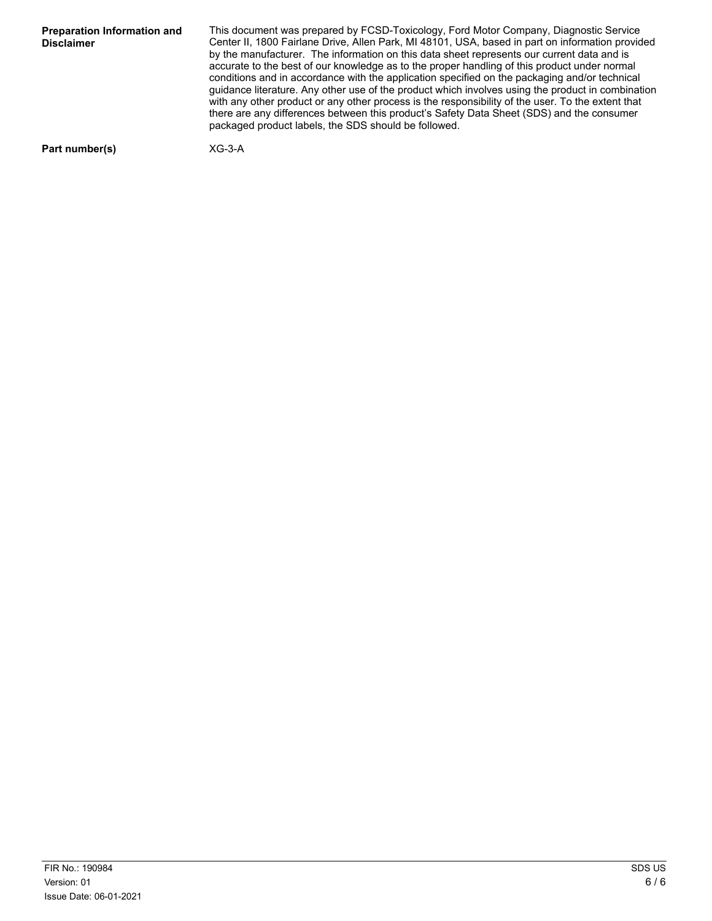**Preparation Information and Disclaimer**

This document was prepared by FCSD-Toxicology, Ford Motor Company, Diagnostic Service Center II, 1800 Fairlane Drive, Allen Park, MI 48101, USA, based in part on information provided by the manufacturer. The information on this data sheet represents our current data and is accurate to the best of our knowledge as to the proper handling of this product under normal conditions and in accordance with the application specified on the packaging and/or technical guidance literature. Any other use of the product which involves using the product in combination with any other product or any other process is the responsibility of the user. To the extent that there are any differences between this product's Safety Data Sheet (SDS) and the consumer packaged product labels, the SDS should be followed.

**Part number(s)**

XG-3-A